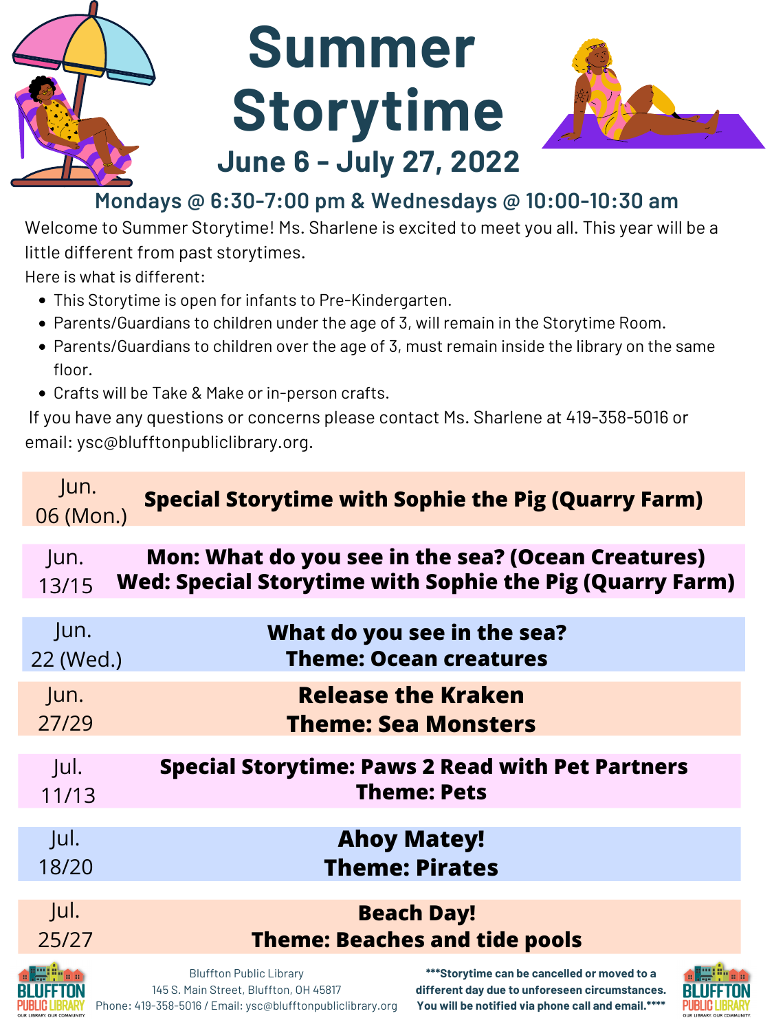# Summer Storytime

## June 6 - July 27, 2022

### Mondays @ 6:30-7:00 pm & Wednesdays @ 10:00-10:30 am

Welcome to Summer Storytime! Ms. Sharlene is excited to meet you all. This year will be a little different from past storytimes.

Here is what is different:

- This Storytime is open for infants to Pre-Kindergarten.
- Parents/Guardians to children under the age of 3, will remain in the Storytime Room.
- Parents/Guardians to children over the age of 3, must remain inside the library on the same floor.
- Crafts will be Take & Make or in-person crafts.

If you have any questions or concerns please contact Ms. Sharlene at 419-358-5016 or email: ysc@blufftonpubliclibrary.org.

| Date | Program |
| --- | --- |
| Jun. 06 (Mon.) | **Special Storytime with Sophie the Pig (Quarry Farm)** |
| Jun. 13/15 | **Mon: What do you see in the sea? (Ocean Creatures)**<br>**Wed: Special Storytime with Sophie the Pig (Quarry Farm)** |
| Jun. 22 (Wed.) | **What do you see in the sea?**<br>**Theme: Ocean creatures** |
| Jun. 27/29 | **Release the Kraken**<br>**Theme: Sea Monsters** |
| Jul. 11/13 | **Special Storytime: Paws 2 Read with Pet Partners**<br>**Theme: Pets** |
| Jul. 18/20 | **Ahoy Matey!**<br>**Theme: Pirates** |
| Jul. 25/27 | **Beach Day!**<br>**Theme: Beaches and tide pools** |

BLUFFTON PUBLIC LIBRARY — OUR LIBRARY. OUR COMMUNITY.

Bluffton Public Library
145 S. Main Street, Bluffton, OH 45817
Phone: 419-358-5016 / Email: ysc@blufftonpubliclibrary.org

**\*\*\*Storytime can be cancelled or moved to a different day due to unforeseen circumstances. You will be notified via phone call and email.\*\*\*\***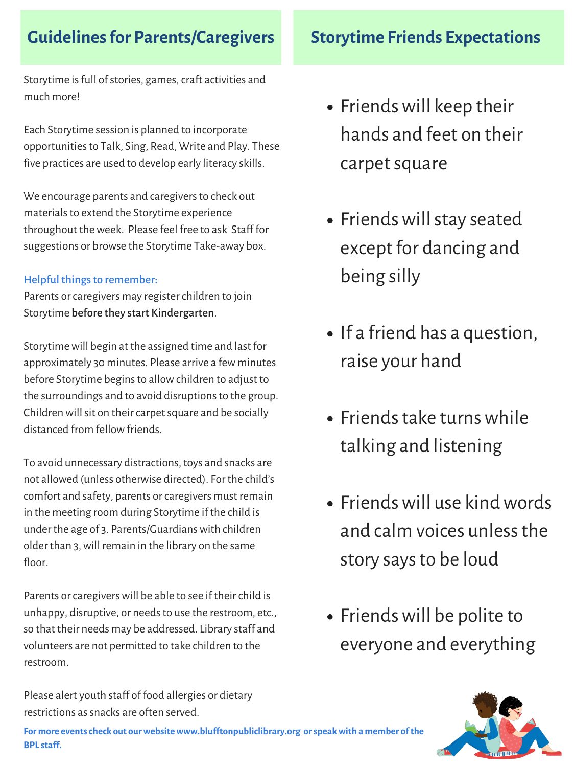## Guidelines for Parents/Caregivers

Storytime is full of stories, games, craft activities and much more!

Each Storytime session is planned to incorporate opportunities to Talk, Sing, Read, Write and Play. These five practices are used to develop early literacy skills.

We encourage parents and caregivers to check out materials to extend the Storytime experience throughout the week. Please feel free to ask Staff for suggestions or browse the Storytime Take-away box.

Helpful things to remember:

Parents or caregivers may register children to join Storytime **before they start Kindergarten**.

Storytime will begin at the assigned time and last for approximately 30 minutes. Please arrive a few minutes before Storytime begins to allow children to adjust to the surroundings and to avoid disruptions to the group. Children will sit on their carpet square and be socially distanced from fellow friends.

To avoid unnecessary distractions, toys and snacks are not allowed (unless otherwise directed). For the child's comfort and safety, parents or caregivers must remain in the meeting room during Storytime if the child is under the age of 3. Parents/Guardians with children older than 3, will remain in the library on the same floor.

Parents or caregivers will be able to see if their child is unhappy, disruptive, or needs to use the restroom, etc., so that their needs may be addressed. Library staff and volunteers are not permitted to take children to the restroom.

Please alert youth staff of food allergies or dietary restrictions as snacks are often served.

**For more events check out our website www.blufftonpubliclibrary.org or speak with a member of the BPL staff.**

## Storytime Friends Expectations

- Friends will keep their hands and feet on their carpet square
- Friends will stay seated except for dancing and being silly
- If a friend has a question, raise your hand
- Friends take turns while talking and listening
- Friends will use kind words and calm voices unless the story says to be loud
- Friends will be polite to everyone and everything